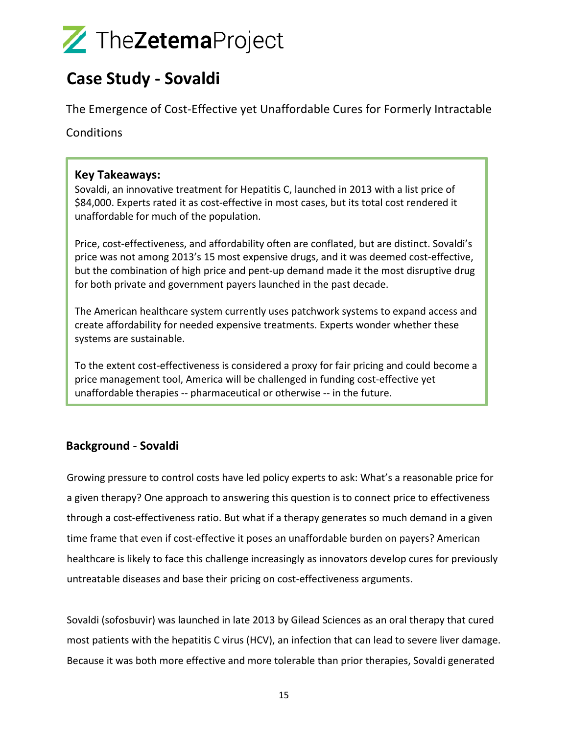# Case Study - Sovaldi

The Emergence of Cost-Effective yet Unaffordable Cures for Formerly Intractable Conditions

**Key Takeaways:**

Sovaldi, an innovative treatment for Hepatitis C, launched in 2013 with a list price of $84,000. Experts rated it as cost-effective in most cases, but its total cost rendered it unaffordable for much of the population.

Price, cost-effectiveness, and affordability often are conflated, but are distinct. Sovaldi's price was not among 2013's 15 most expensive drugs, and it was deemed cost-effective, but the combination of high price and pent-up demand made it the most disruptive drug for both private and government payers launched in the past decade.

The American healthcare system currently uses patchwork systems to expand access and create affordability for needed expensive treatments. Experts wonder whether these systems are sustainable.

To the extent cost-effectiveness is considered a proxy for fair pricing and could become a price management tool, America will be challenged in funding cost-effective yet unaffordable therapies -- pharmaceutical or otherwise -- in the future.

## Background - Sovaldi

Growing pressure to control costs have led policy experts to ask: What's a reasonable price for a given therapy? One approach to answering this question is to connect price to effectiveness through a cost-effectiveness ratio. But what if a therapy generates so much demand in a given time frame that even if cost-effective it poses an unaffordable burden on payers? American healthcare is likely to face this challenge increasingly as innovators develop cures for previously untreatable diseases and base their pricing on cost-effectiveness arguments.

Sovaldi (sofosbuvir) was launched in late 2013 by Gilead Sciences as an oral therapy that cured most patients with the hepatitis C virus (HCV), an infection that can lead to severe liver damage. Because it was both more effective and more tolerable than prior therapies, Sovaldi generated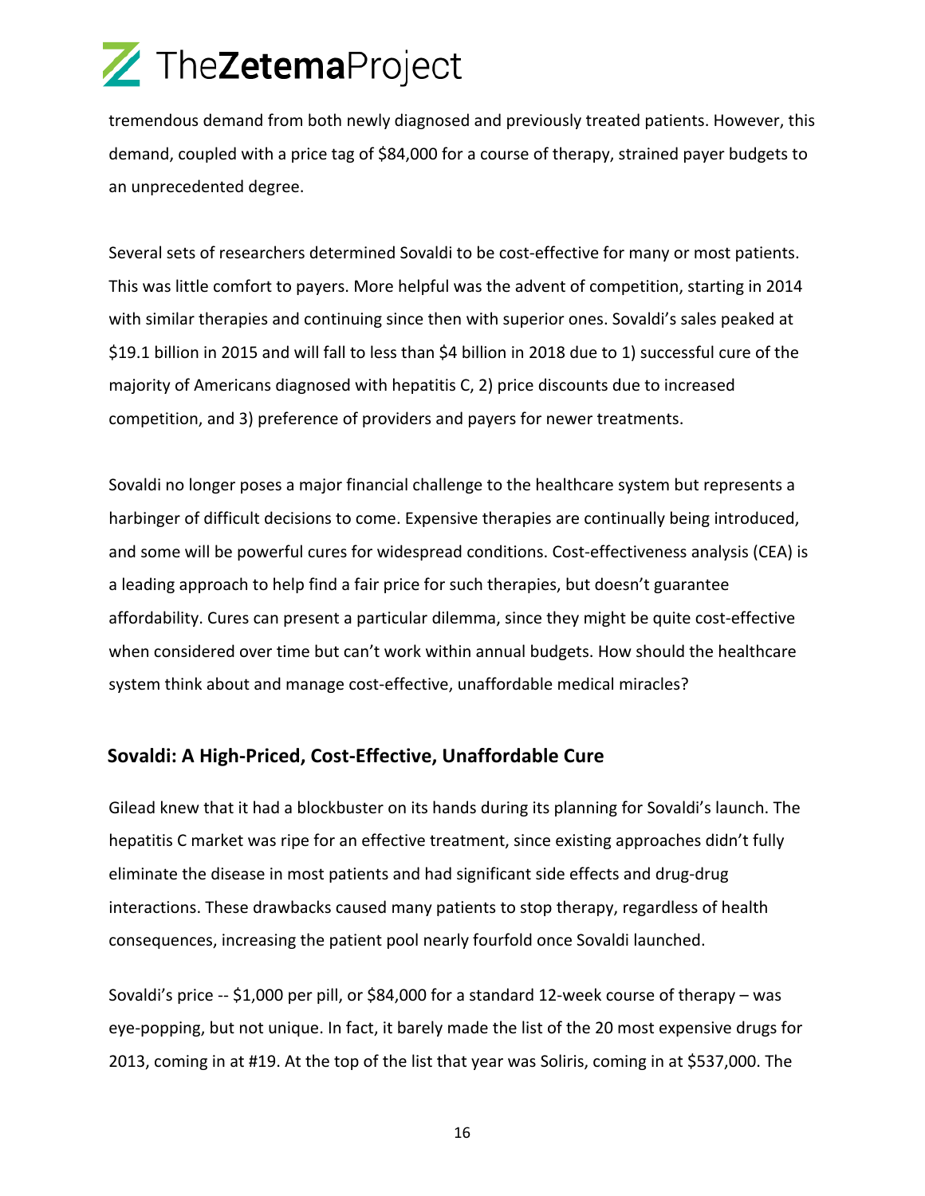tremendous demand from both newly diagnosed and previously treated patients. However, this demand, coupled with a price tag of $84,000 for a course of therapy, strained payer budgets to an unprecedented degree.

Several sets of researchers determined Sovaldi to be cost-effective for many or most patients. This was little comfort to payers. More helpful was the advent of competition, starting in 2014 with similar therapies and continuing since then with superior ones. Sovaldi's sales peaked at $19.1 billion in 2015 and will fall to less than $4 billion in 2018 due to 1) successful cure of the majority of Americans diagnosed with hepatitis C, 2) price discounts due to increased competition, and 3) preference of providers and payers for newer treatments.

Sovaldi no longer poses a major financial challenge to the healthcare system but represents a harbinger of difficult decisions to come. Expensive therapies are continually being introduced, and some will be powerful cures for widespread conditions. Cost-effectiveness analysis (CEA) is a leading approach to help find a fair price for such therapies, but doesn't guarantee affordability. Cures can present a particular dilemma, since they might be quite cost-effective when considered over time but can't work within annual budgets. How should the healthcare system think about and manage cost-effective, unaffordable medical miracles?

## Sovaldi: A High-Priced, Cost-Effective, Unaffordable Cure

Gilead knew that it had a blockbuster on its hands during its planning for Sovaldi's launch. The hepatitis C market was ripe for an effective treatment, since existing approaches didn't fully eliminate the disease in most patients and had significant side effects and drug-drug interactions. These drawbacks caused many patients to stop therapy, regardless of health consequences, increasing the patient pool nearly fourfold once Sovaldi launched.

Sovaldi's price -- $1,000 per pill, or $84,000 for a standard 12-week course of therapy – was eye-popping, but not unique. In fact, it barely made the list of the 20 most expensive drugs for 2013, coming in at #19. At the top of the list that year was Soliris, coming in at $537,000. The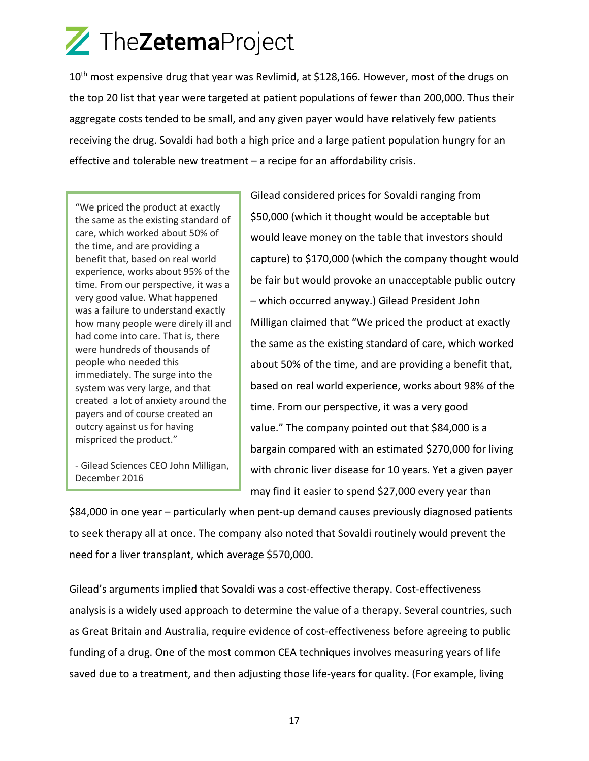10th most expensive drug that year was Revlimid, at $128,166. However, most of the drugs on the top 20 list that year were targeted at patient populations of fewer than 200,000. Thus their aggregate costs tended to be small, and any given payer would have relatively few patients receiving the drug. Sovaldi had both a high price and a large patient population hungry for an effective and tolerable new treatment – a recipe for an affordability crisis.

> "We priced the product at exactly the same as the existing standard of care, which worked about 50% of the time, and are providing a benefit that, based on real world experience, works about 95% of the time. From our perspective, it was a very good value. What happened was a failure to understand exactly how many people were direly ill and had come into care. That is, there were hundreds of thousands of people who needed this immediately. The surge into the system was very large, and that created a lot of anxiety around the payers and of course created an outcry against us for having mispriced the product."
>
> - Gilead Sciences CEO John Milligan, December 2016

Gilead considered prices for Sovaldi ranging from $50,000 (which it thought would be acceptable but would leave money on the table that investors should capture) to $170,000 (which the company thought would be fair but would provoke an unacceptable public outcry – which occurred anyway.) Gilead President John Milligan claimed that "We priced the product at exactly the same as the existing standard of care, which worked about 50% of the time, and are providing a benefit that, based on real world experience, works about 98% of the time. From our perspective, it was a very good value." The company pointed out that $84,000 is a bargain compared with an estimated $270,000 for living with chronic liver disease for 10 years. Yet a given payer may find it easier to spend $27,000 every year than $84,000 in one year – particularly when pent-up demand causes previously diagnosed patients to seek therapy all at once. The company also noted that Sovaldi routinely would prevent the need for a liver transplant, which average $570,000.

Gilead's arguments implied that Sovaldi was a cost-effective therapy. Cost-effectiveness analysis is a widely used approach to determine the value of a therapy. Several countries, such as Great Britain and Australia, require evidence of cost-effectiveness before agreeing to public funding of a drug. One of the most common CEA techniques involves measuring years of life saved due to a treatment, and then adjusting those life-years for quality. (For example, living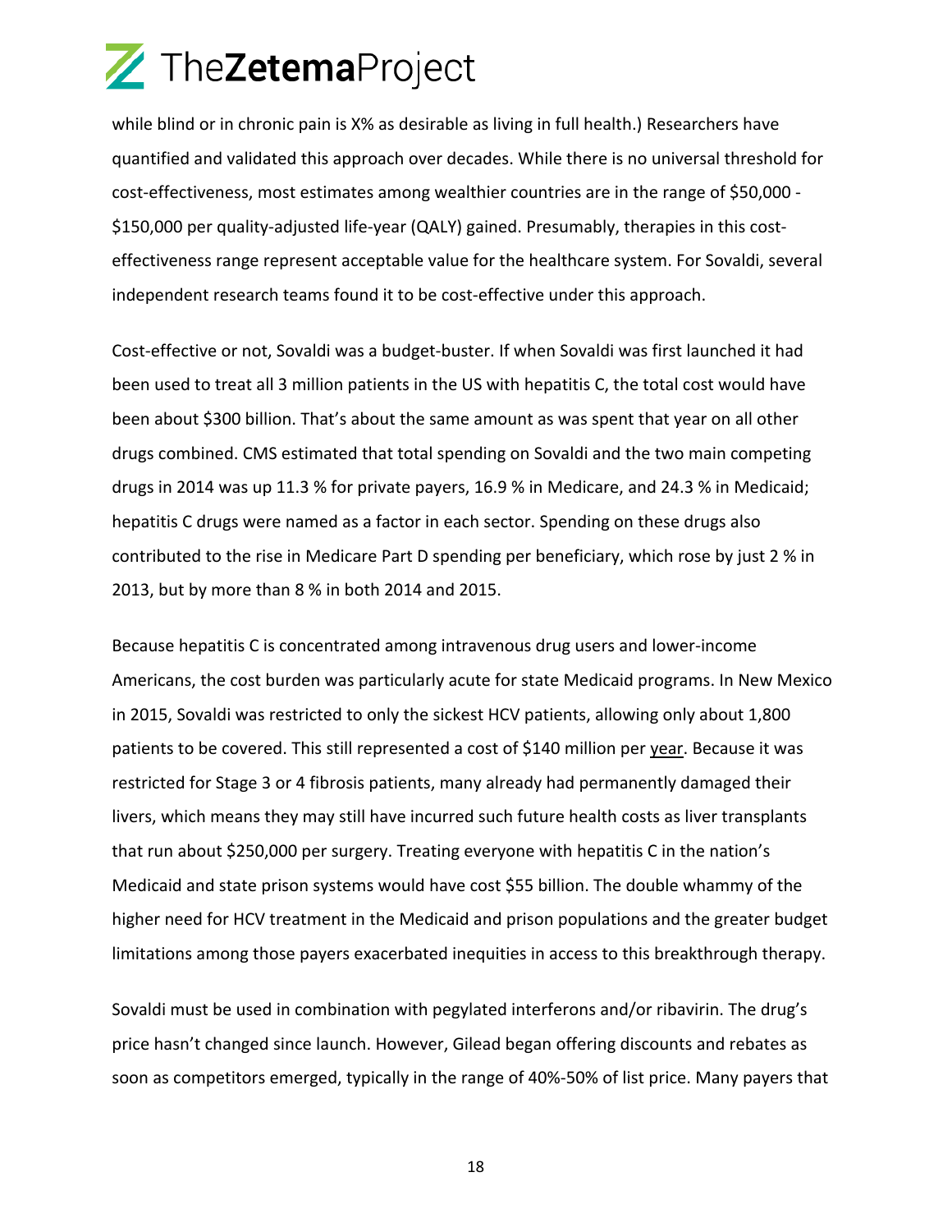while blind or in chronic pain is X% as desirable as living in full health.) Researchers have quantified and validated this approach over decades. While there is no universal threshold for cost-effectiveness, most estimates among wealthier countries are in the range of $50,000 - $150,000 per quality-adjusted life-year (QALY) gained. Presumably, therapies in this cost-effectiveness range represent acceptable value for the healthcare system. For Sovaldi, several independent research teams found it to be cost-effective under this approach.

Cost-effective or not, Sovaldi was a budget-buster. If when Sovaldi was first launched it had been used to treat all 3 million patients in the US with hepatitis C, the total cost would have been about $300 billion. That's about the same amount as was spent that year on all other drugs combined. CMS estimated that total spending on Sovaldi and the two main competing drugs in 2014 was up 11.3 % for private payers, 16.9 % in Medicare, and 24.3 % in Medicaid; hepatitis C drugs were named as a factor in each sector. Spending on these drugs also contributed to the rise in Medicare Part D spending per beneficiary, which rose by just 2 % in 2013, but by more than 8 % in both 2014 and 2015.

Because hepatitis C is concentrated among intravenous drug users and lower-income Americans, the cost burden was particularly acute for state Medicaid programs. In New Mexico in 2015, Sovaldi was restricted to only the sickest HCV patients, allowing only about 1,800 patients to be covered. This still represented a cost of $140 million per year. Because it was restricted for Stage 3 or 4 fibrosis patients, many already had permanently damaged their livers, which means they may still have incurred such future health costs as liver transplants that run about $250,000 per surgery. Treating everyone with hepatitis C in the nation's Medicaid and state prison systems would have cost $55 billion. The double whammy of the higher need for HCV treatment in the Medicaid and prison populations and the greater budget limitations among those payers exacerbated inequities in access to this breakthrough therapy.

Sovaldi must be used in combination with pegylated interferons and/or ribavirin. The drug's price hasn't changed since launch. However, Gilead began offering discounts and rebates as soon as competitors emerged, typically in the range of 40%-50% of list price. Many payers that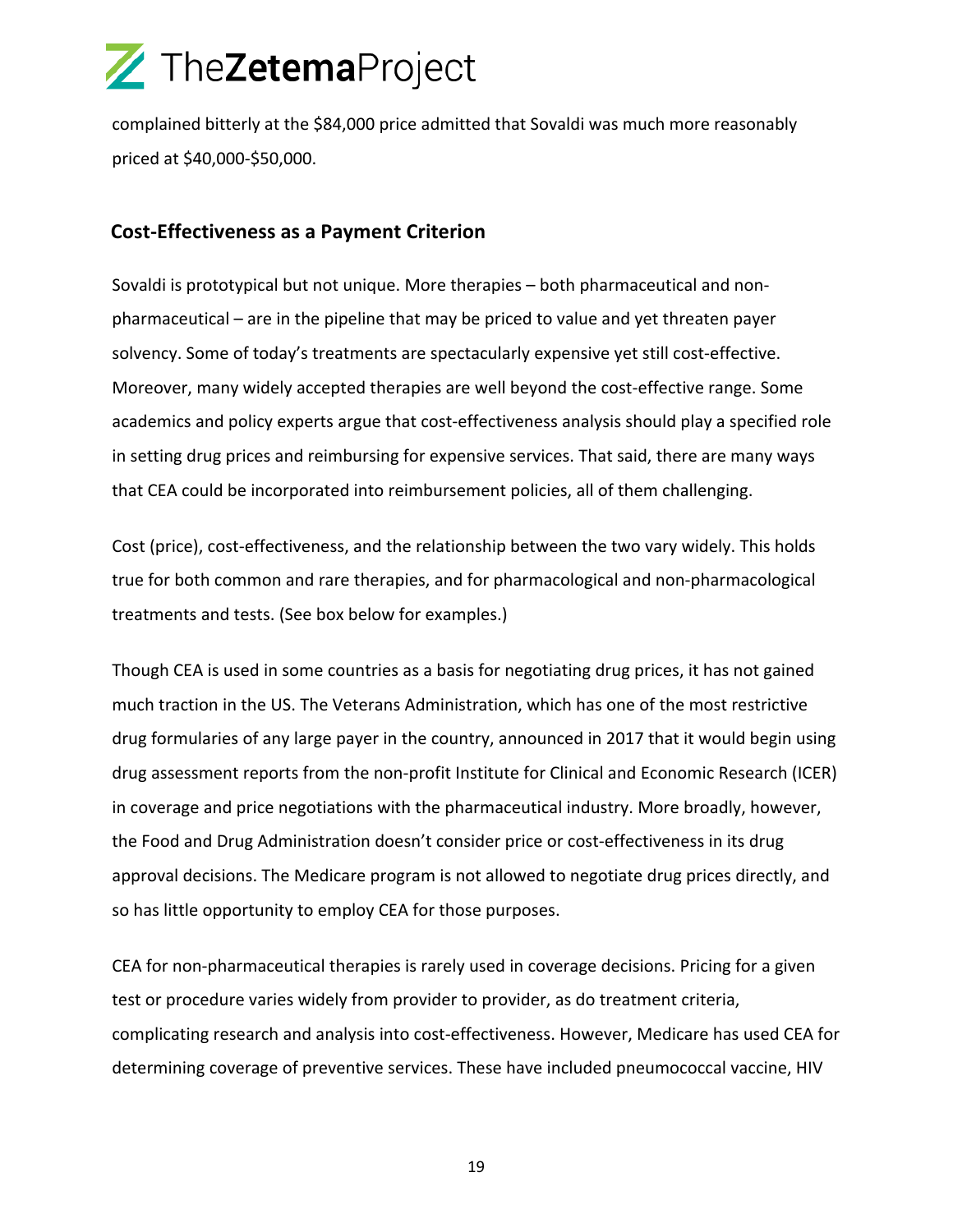complained bitterly at the $84,000 price admitted that Sovaldi was much more reasonably priced at $40,000-$50,000.

## Cost-Effectiveness as a Payment Criterion

Sovaldi is prototypical but not unique. More therapies – both pharmaceutical and non-pharmaceutical – are in the pipeline that may be priced to value and yet threaten payer solvency. Some of today's treatments are spectacularly expensive yet still cost-effective. Moreover, many widely accepted therapies are well beyond the cost-effective range. Some academics and policy experts argue that cost-effectiveness analysis should play a specified role in setting drug prices and reimbursing for expensive services. That said, there are many ways that CEA could be incorporated into reimbursement policies, all of them challenging.

Cost (price), cost-effectiveness, and the relationship between the two vary widely. This holds true for both common and rare therapies, and for pharmacological and non-pharmacological treatments and tests. (See box below for examples.)

Though CEA is used in some countries as a basis for negotiating drug prices, it has not gained much traction in the US. The Veterans Administration, which has one of the most restrictive drug formularies of any large payer in the country, announced in 2017 that it would begin using drug assessment reports from the non-profit Institute for Clinical and Economic Research (ICER) in coverage and price negotiations with the pharmaceutical industry. More broadly, however, the Food and Drug Administration doesn't consider price or cost-effectiveness in its drug approval decisions. The Medicare program is not allowed to negotiate drug prices directly, and so has little opportunity to employ CEA for those purposes.

CEA for non-pharmaceutical therapies is rarely used in coverage decisions. Pricing for a given test or procedure varies widely from provider to provider, as do treatment criteria, complicating research and analysis into cost-effectiveness. However, Medicare has used CEA for determining coverage of preventive services. These have included pneumococcal vaccine, HIV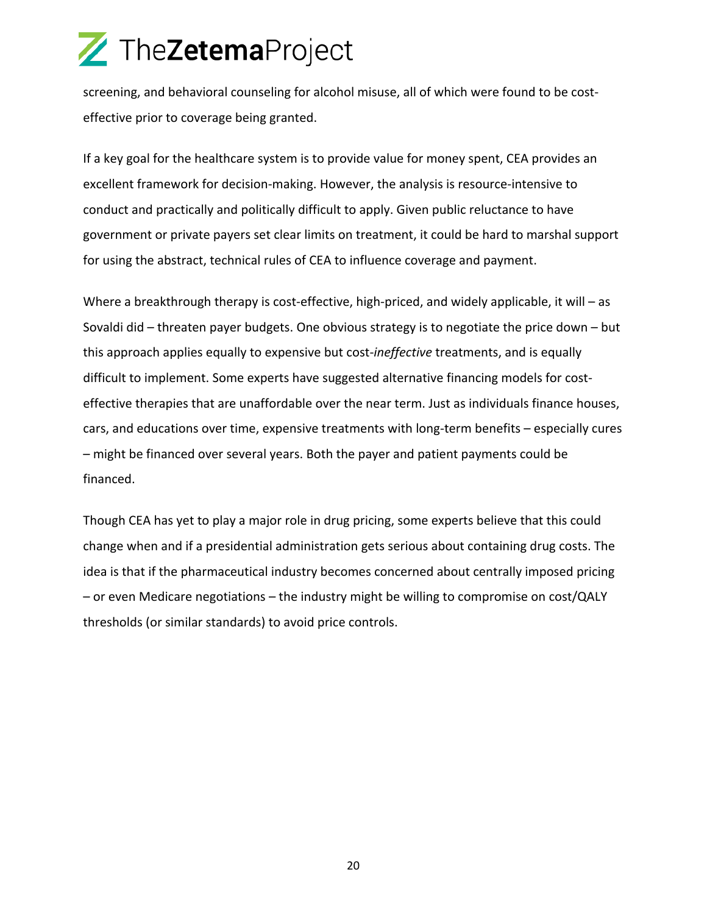screening, and behavioral counseling for alcohol misuse, all of which were found to be cost-effective prior to coverage being granted.

If a key goal for the healthcare system is to provide value for money spent, CEA provides an excellent framework for decision-making. However, the analysis is resource-intensive to conduct and practically and politically difficult to apply. Given public reluctance to have government or private payers set clear limits on treatment, it could be hard to marshal support for using the abstract, technical rules of CEA to influence coverage and payment.

Where a breakthrough therapy is cost-effective, high-priced, and widely applicable, it will – as Sovaldi did – threaten payer budgets. One obvious strategy is to negotiate the price down – but this approach applies equally to expensive but cost-*ineffective* treatments, and is equally difficult to implement. Some experts have suggested alternative financing models for cost-effective therapies that are unaffordable over the near term. Just as individuals finance houses, cars, and educations over time, expensive treatments with long-term benefits – especially cures – might be financed over several years. Both the payer and patient payments could be financed.

Though CEA has yet to play a major role in drug pricing, some experts believe that this could change when and if a presidential administration gets serious about containing drug costs. The idea is that if the pharmaceutical industry becomes concerned about centrally imposed pricing – or even Medicare negotiations – the industry might be willing to compromise on cost/QALY thresholds (or similar standards) to avoid price controls.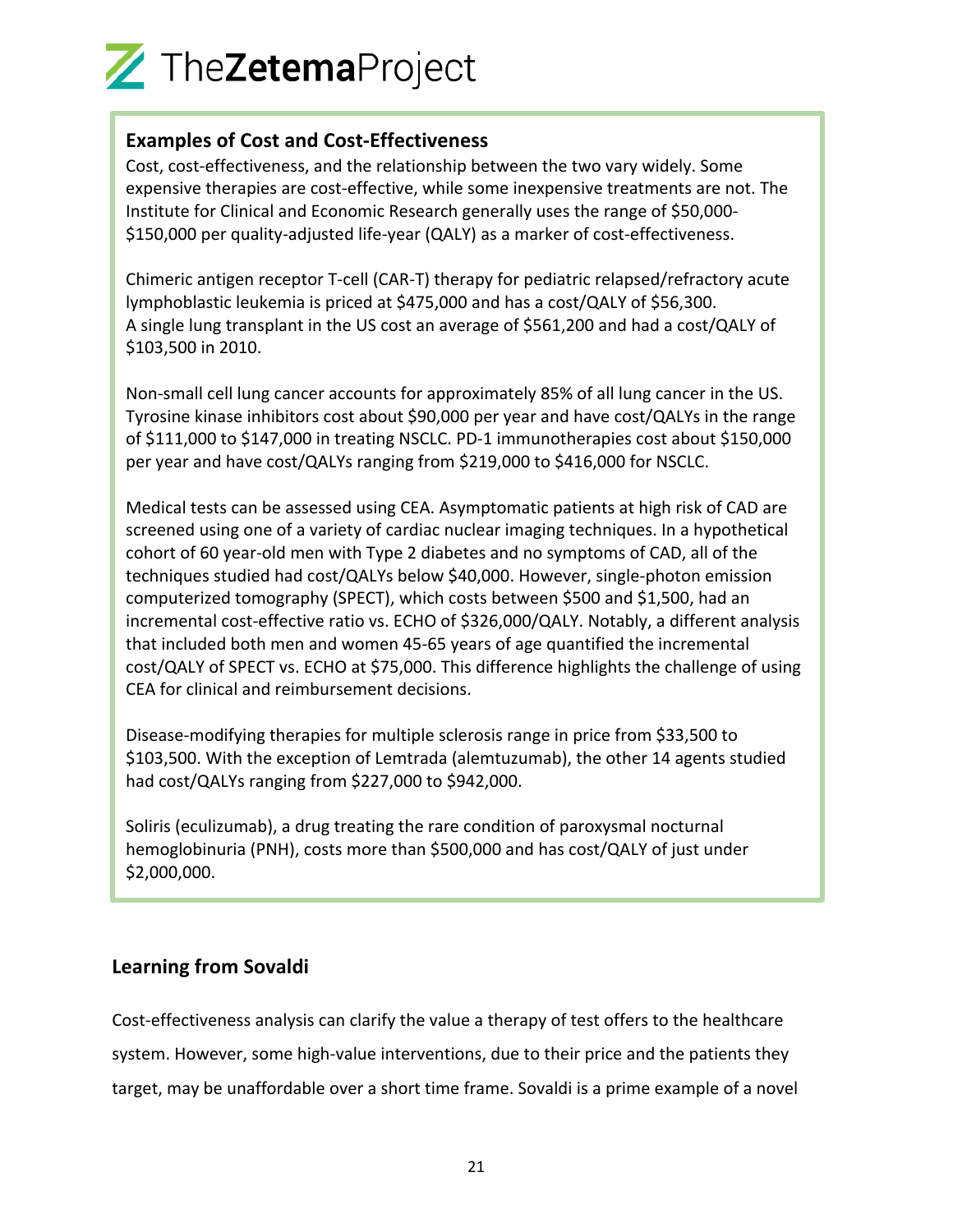### Examples of Cost and Cost-Effectiveness

Cost, cost-effectiveness, and the relationship between the two vary widely. Some expensive therapies are cost-effective, while some inexpensive treatments are not. The Institute for Clinical and Economic Research generally uses the range of $50,000-$150,000 per quality-adjusted life-year (QALY) as a marker of cost-effectiveness.

Chimeric antigen receptor T-cell (CAR-T) therapy for pediatric relapsed/refractory acute lymphoblastic leukemia is priced at $475,000 and has a cost/QALY of $56,300.
A single lung transplant in the US cost an average of $561,200 and had a cost/QALY of $103,500 in 2010.

Non-small cell lung cancer accounts for approximately 85% of all lung cancer in the US. Tyrosine kinase inhibitors cost about $90,000 per year and have cost/QALYs in the range of $111,000 to $147,000 in treating NSCLC. PD-1 immunotherapies cost about $150,000 per year and have cost/QALYs ranging from $219,000 to $416,000 for NSCLC.

Medical tests can be assessed using CEA. Asymptomatic patients at high risk of CAD are screened using one of a variety of cardiac nuclear imaging techniques. In a hypothetical cohort of 60 year-old men with Type 2 diabetes and no symptoms of CAD, all of the techniques studied had cost/QALYs below $40,000. However, single-photon emission computerized tomography (SPECT), which costs between $500 and $1,500, had an incremental cost-effective ratio vs. ECHO of $326,000/QALY. Notably, a different analysis that included both men and women 45-65 years of age quantified the incremental cost/QALY of SPECT vs. ECHO at $75,000. This difference highlights the challenge of using CEA for clinical and reimbursement decisions.

Disease-modifying therapies for multiple sclerosis range in price from $33,500 to $103,500. With the exception of Lemtrada (alemtuzumab), the other 14 agents studied had cost/QALYs ranging from $227,000 to $942,000.

Soliris (eculizumab), a drug treating the rare condition of paroxysmal nocturnal hemoglobinuria (PNH), costs more than $500,000 and has cost/QALY of just under $2,000,000.

## Learning from Sovaldi

Cost-effectiveness analysis can clarify the value a therapy of test offers to the healthcare system. However, some high-value interventions, due to their price and the patients they target, may be unaffordable over a short time frame. Sovaldi is a prime example of a novel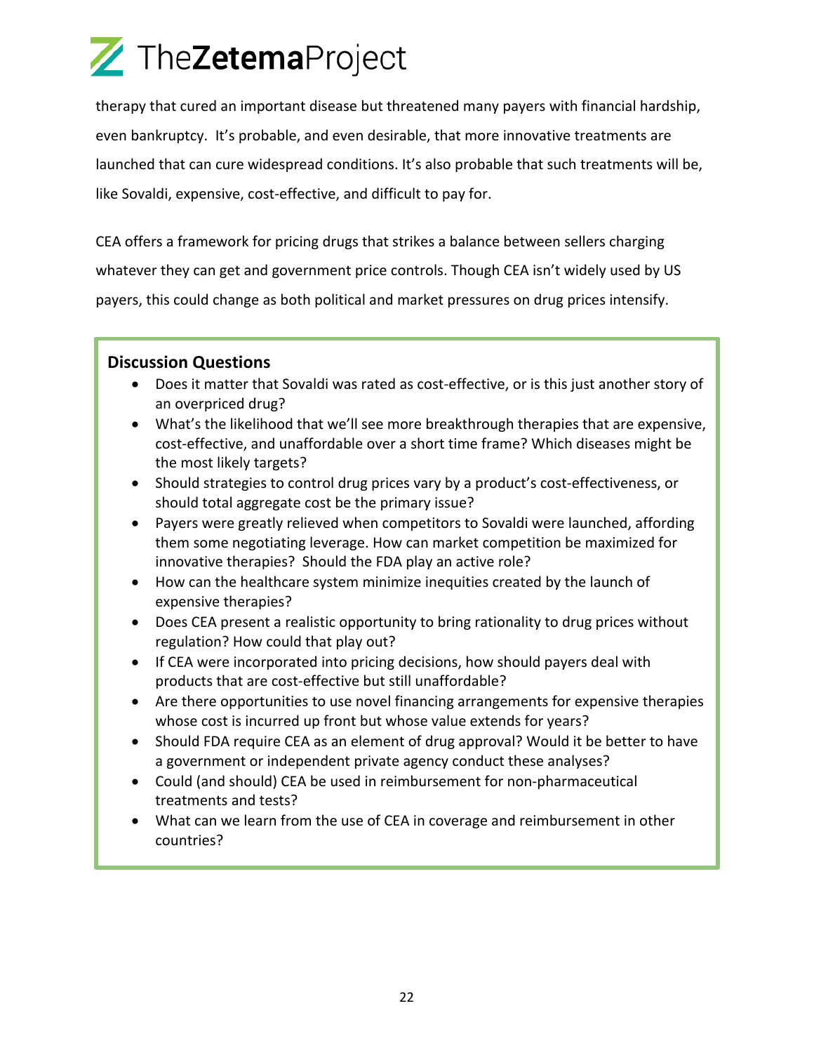therapy that cured an important disease but threatened many payers with financial hardship, even bankruptcy. It's probable, and even desirable, that more innovative treatments are launched that can cure widespread conditions. It's also probable that such treatments will be, like Sovaldi, expensive, cost-effective, and difficult to pay for.

CEA offers a framework for pricing drugs that strikes a balance between sellers charging whatever they can get and government price controls. Though CEA isn't widely used by US payers, this could change as both political and market pressures on drug prices intensify.

**Discussion Questions**

- Does it matter that Sovaldi was rated as cost-effective, or is this just another story of an overpriced drug?
- What's the likelihood that we'll see more breakthrough therapies that are expensive, cost-effective, and unaffordable over a short time frame? Which diseases might be the most likely targets?
- Should strategies to control drug prices vary by a product's cost-effectiveness, or should total aggregate cost be the primary issue?
- Payers were greatly relieved when competitors to Sovaldi were launched, affording them some negotiating leverage. How can market competition be maximized for innovative therapies? Should the FDA play an active role?
- How can the healthcare system minimize inequities created by the launch of expensive therapies?
- Does CEA present a realistic opportunity to bring rationality to drug prices without regulation? How could that play out?
- If CEA were incorporated into pricing decisions, how should payers deal with products that are cost-effective but still unaffordable?
- Are there opportunities to use novel financing arrangements for expensive therapies whose cost is incurred up front but whose value extends for years?
- Should FDA require CEA as an element of drug approval? Would it be better to have a government or independent private agency conduct these analyses?
- Could (and should) CEA be used in reimbursement for non-pharmaceutical treatments and tests?
- What can we learn from the use of CEA in coverage and reimbursement in other countries?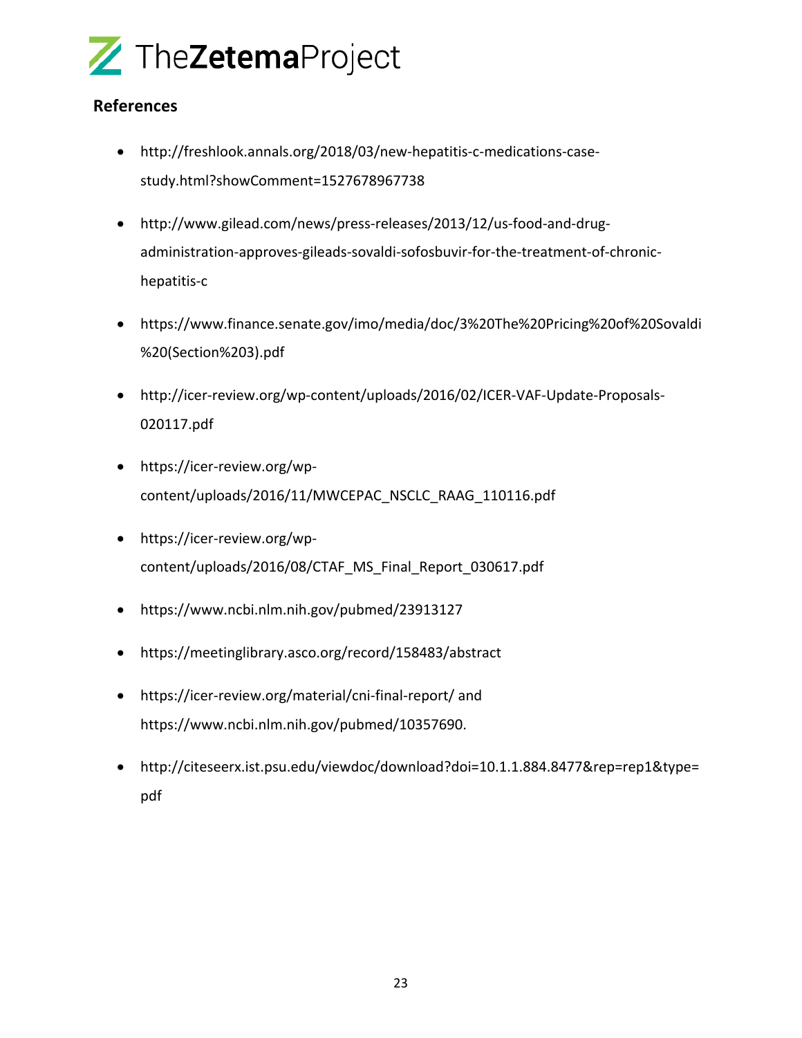## References

- http://freshlook.annals.org/2018/03/new-hepatitis-c-medications-case-study.html?showComment=1527678967738
- http://www.gilead.com/news/press-releases/2013/12/us-food-and-drug-administration-approves-gileads-sovaldi-sofosbuvir-for-the-treatment-of-chronic-hepatitis-c
- https://www.finance.senate.gov/imo/media/doc/3%20The%20Pricing%20of%20Sovaldi%20(Section%203).pdf
- http://icer-review.org/wp-content/uploads/2016/02/ICER-VAF-Update-Proposals-020117.pdf
- https://icer-review.org/wp-content/uploads/2016/11/MWCEPAC_NSCLC_RAAG_110116.pdf
- https://icer-review.org/wp-content/uploads/2016/08/CTAF_MS_Final_Report_030617.pdf
- https://www.ncbi.nlm.nih.gov/pubmed/23913127
- https://meetinglibrary.asco.org/record/158483/abstract
- https://icer-review.org/material/cni-final-report/ and https://www.ncbi.nlm.nih.gov/pubmed/10357690.
- http://citeseerx.ist.psu.edu/viewdoc/download?doi=10.1.1.884.8477&rep=rep1&type=pdf